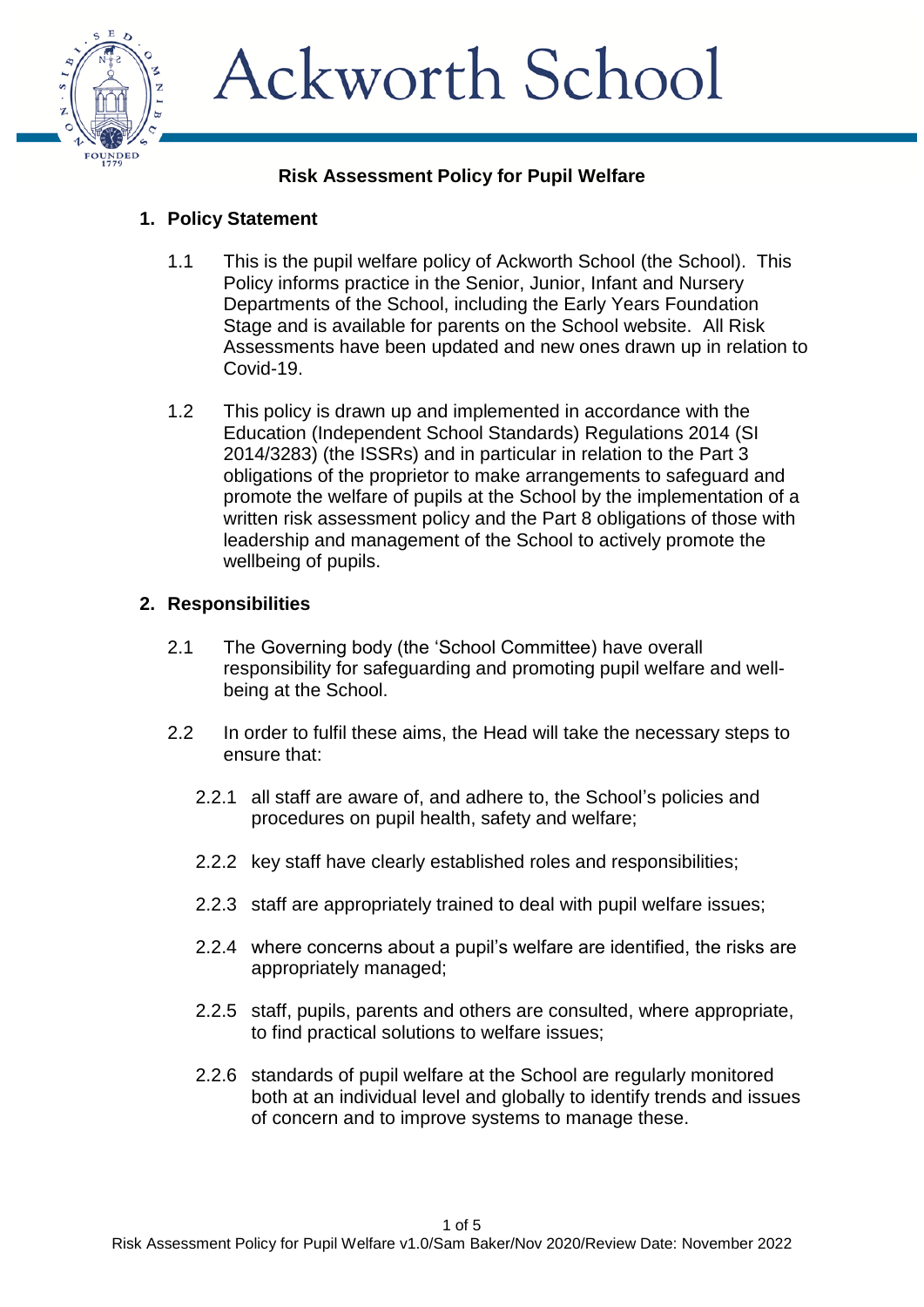# Ackworth School

## Risk Assessment Policy for Pupil Welfare

### 1. Policy Statement

1.1 This is the pupil welfare policy of Ackworth School (the School). This Policy informs practice in the Senior, Junior, Infant and Nursery Departments of the School, including the Early Years Foundation Stage and is available for parents on the School website. All Risk Assessments have been updated and new ones drawn up in relation to Covid-19.

1.2 This policy is drawn up and implemented in accordance with the Education (Independent School Standards) Regulations 2014 (SI 2014/3283) (the ISSRs) and in particular in relation to the Part 3 obligations of the proprietor to make arrangements to safeguard and promote the welfare of pupils at the School by the implementation of a written risk assessment policy and the Part 8 obligations of those with leadership and management of the School to actively promote the wellbeing of pupils.

### 2. Responsibilities

2.1 The Governing body (the 'School Committee) have overall responsibility for safeguarding and promoting pupil welfare and well-being at the School.

2.2 In order to fulfil these aims, the Head will take the necessary steps to ensure that:

2.2.1 all staff are aware of, and adhere to, the School's policies and procedures on pupil health, safety and welfare;

2.2.2 key staff have clearly established roles and responsibilities;

2.2.3 staff are appropriately trained to deal with pupil welfare issues;

2.2.4 where concerns about a pupil's welfare are identified, the risks are appropriately managed;

2.2.5 staff, pupils, parents and others are consulted, where appropriate, to find practical solutions to welfare issues;

2.2.6 standards of pupil welfare at the School are regularly monitored both at an individual level and globally to identify trends and issues of concern and to improve systems to manage these.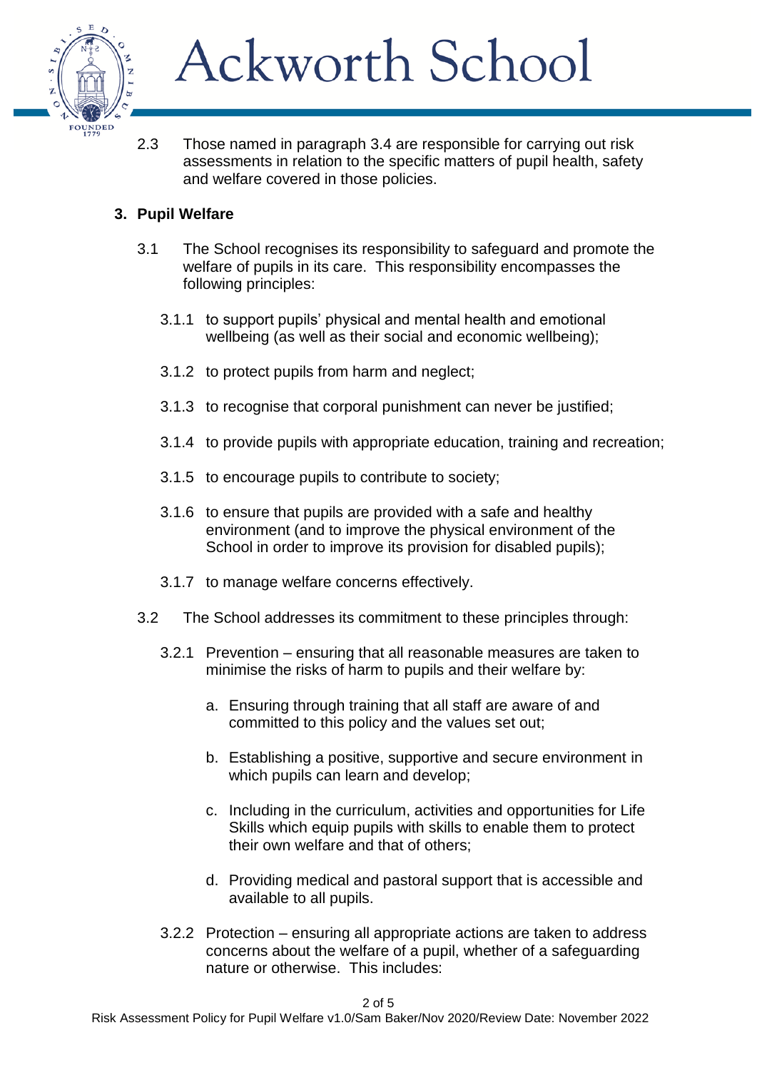2.3 Those named in paragraph 3.4 are responsible for carrying out risk assessments in relation to the specific matters of pupil health, safety and welfare covered in those policies.

## 3. Pupil Welfare

3.1 The School recognises its responsibility to safeguard and promote the welfare of pupils in its care. This responsibility encompasses the following principles:

3.1.1 to support pupils' physical and mental health and emotional wellbeing (as well as their social and economic wellbeing);

3.1.2 to protect pupils from harm and neglect;

3.1.3 to recognise that corporal punishment can never be justified;

3.1.4 to provide pupils with appropriate education, training and recreation;

3.1.5 to encourage pupils to contribute to society;

3.1.6 to ensure that pupils are provided with a safe and healthy environment (and to improve the physical environment of the School in order to improve its provision for disabled pupils);

3.1.7 to manage welfare concerns effectively.

3.2 The School addresses its commitment to these principles through:

3.2.1 Prevention – ensuring that all reasonable measures are taken to minimise the risks of harm to pupils and their welfare by:

a. Ensuring through training that all staff are aware of and committed to this policy and the values set out;

b. Establishing a positive, supportive and secure environment in which pupils can learn and develop;

c. Including in the curriculum, activities and opportunities for Life Skills which equip pupils with skills to enable them to protect their own welfare and that of others;

d. Providing medical and pastoral support that is accessible and available to all pupils.

3.2.2 Protection – ensuring all appropriate actions are taken to address concerns about the welfare of a pupil, whether of a safeguarding nature or otherwise. This includes: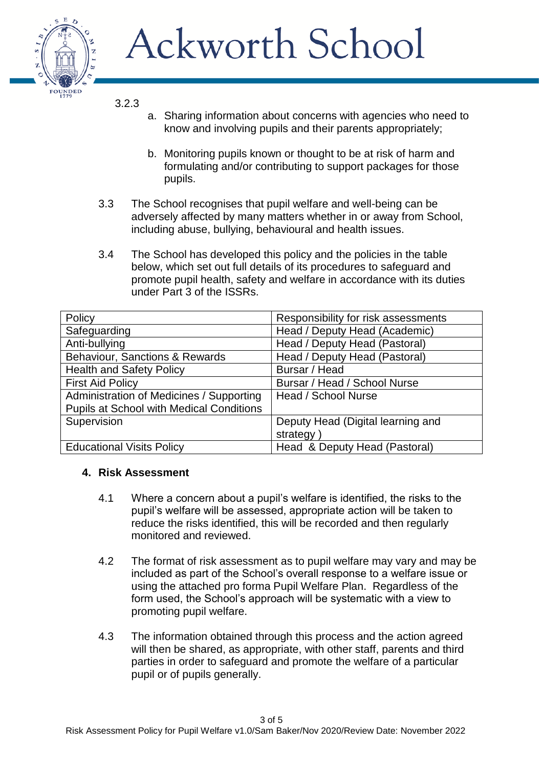3.2.3

a. Sharing information about concerns with agencies who need to know and involving pupils and their parents appropriately;

b. Monitoring pupils known or thought to be at risk of harm and formulating and/or contributing to support packages for those pupils.

3.3 The School recognises that pupil welfare and well-being can be adversely affected by many matters whether in or away from School, including abuse, bullying, behavioural and health issues.

3.4 The School has developed this policy and the policies in the table below, which set out full details of its procedures to safeguard and promote pupil health, safety and welfare in accordance with its duties under Part 3 of the ISSRs.

| Policy | Responsibility for risk assessments |
|---|---|
| Safeguarding | Head / Deputy Head (Academic) |
| Anti-bullying | Head / Deputy Head (Pastoral) |
| Behaviour, Sanctions & Rewards | Head / Deputy Head (Pastoral) |
| Health and Safety Policy | Bursar / Head |
| First Aid Policy | Bursar / Head / School Nurse |
| Administration of Medicines / Supporting Pupils at School with Medical Conditions | Head / School Nurse |
| Supervision | Deputy Head (Digital learning and strategy ) |
| Educational Visits Policy | Head & Deputy Head (Pastoral) |

## 4. Risk Assessment

4.1 Where a concern about a pupil's welfare is identified, the risks to the pupil's welfare will be assessed, appropriate action will be taken to reduce the risks identified, this will be recorded and then regularly monitored and reviewed.

4.2 The format of risk assessment as to pupil welfare may vary and may be included as part of the School's overall response to a welfare issue or using the attached pro forma Pupil Welfare Plan. Regardless of the form used, the School's approach will be systematic with a view to promoting pupil welfare.

4.3 The information obtained through this process and the action agreed will then be shared, as appropriate, with other staff, parents and third parties in order to safeguard and promote the welfare of a particular pupil or of pupils generally.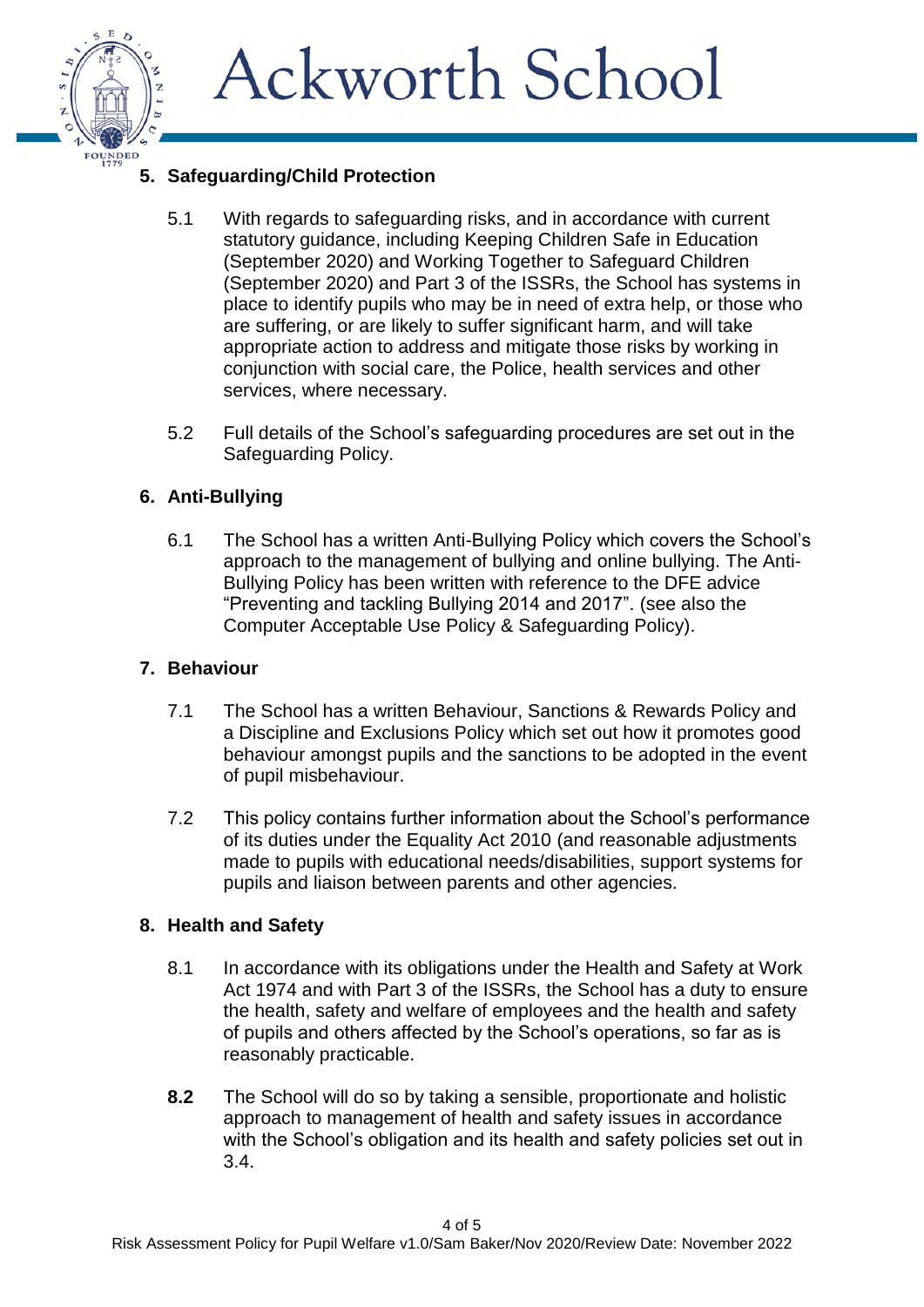## 5. Safeguarding/Child Protection

5.1 With regards to safeguarding risks, and in accordance with current statutory guidance, including Keeping Children Safe in Education (September 2020) and Working Together to Safeguard Children (September 2020) and Part 3 of the ISSRs, the School has systems in place to identify pupils who may be in need of extra help, or those who are suffering, or are likely to suffer significant harm, and will take appropriate action to address and mitigate those risks by working in conjunction with social care, the Police, health services and other services, where necessary.

5.2 Full details of the School's safeguarding procedures are set out in the Safeguarding Policy.

## 6. Anti-Bullying

6.1 The School has a written Anti-Bullying Policy which covers the School's approach to the management of bullying and online bullying. The Anti-Bullying Policy has been written with reference to the DFE advice "Preventing and tackling Bullying 2014 and 2017". (see also the Computer Acceptable Use Policy & Safeguarding Policy).

## 7. Behaviour

7.1 The School has a written Behaviour, Sanctions & Rewards Policy and a Discipline and Exclusions Policy which set out how it promotes good behaviour amongst pupils and the sanctions to be adopted in the event of pupil misbehaviour.

7.2 This policy contains further information about the School's performance of its duties under the Equality Act 2010 (and reasonable adjustments made to pupils with educational needs/disabilities, support systems for pupils and liaison between parents and other agencies.

## 8. Health and Safety

8.1 In accordance with its obligations under the Health and Safety at Work Act 1974 and with Part 3 of the ISSRs, the School has a duty to ensure the health, safety and welfare of employees and the health and safety of pupils and others affected by the School's operations, so far as is reasonably practicable.

**8.2** The School will do so by taking a sensible, proportionate and holistic approach to management of health and safety issues in accordance with the School's obligation and its health and safety policies set out in 3.4.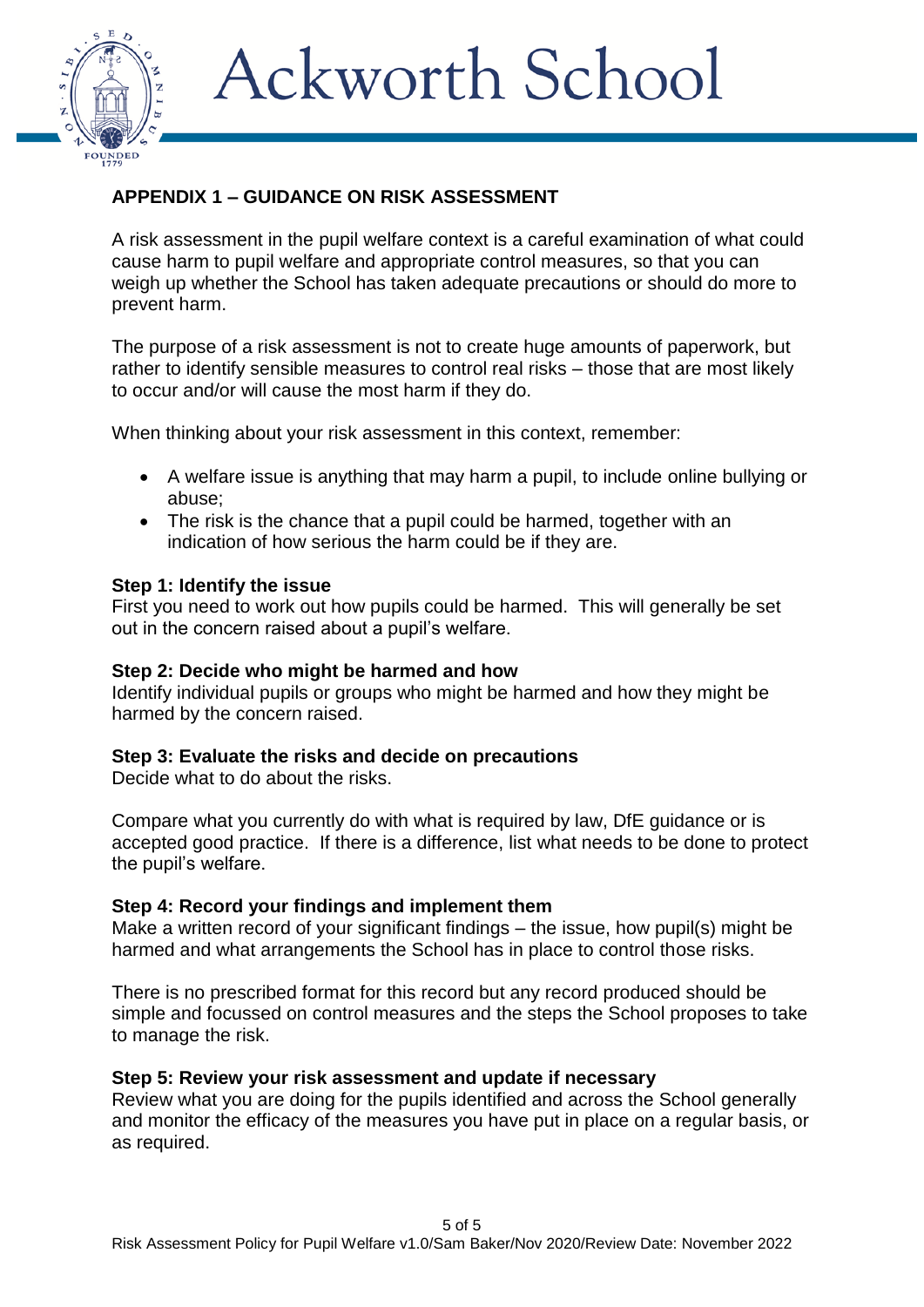## APPENDIX 1 – GUIDANCE ON RISK ASSESSMENT

A risk assessment in the pupil welfare context is a careful examination of what could cause harm to pupil welfare and appropriate control measures, so that you can weigh up whether the School has taken adequate precautions or should do more to prevent harm.

The purpose of a risk assessment is not to create huge amounts of paperwork, but rather to identify sensible measures to control real risks – those that are most likely to occur and/or will cause the most harm if they do.

When thinking about your risk assessment in this context, remember:

- A welfare issue is anything that may harm a pupil, to include online bullying or abuse;
- The risk is the chance that a pupil could be harmed, together with an indication of how serious the harm could be if they are.

**Step 1: Identify the issue**
First you need to work out how pupils could be harmed. This will generally be set out in the concern raised about a pupil's welfare.

**Step 2: Decide who might be harmed and how**
Identify individual pupils or groups who might be harmed and how they might be harmed by the concern raised.

**Step 3: Evaluate the risks and decide on precautions**
Decide what to do about the risks.

Compare what you currently do with what is required by law, DfE guidance or is accepted good practice. If there is a difference, list what needs to be done to protect the pupil's welfare.

**Step 4: Record your findings and implement them**
Make a written record of your significant findings – the issue, how pupil(s) might be harmed and what arrangements the School has in place to control those risks.

There is no prescribed format for this record but any record produced should be simple and focussed on control measures and the steps the School proposes to take to manage the risk.

**Step 5: Review your risk assessment and update if necessary**
Review what you are doing for the pupils identified and across the School generally and monitor the efficacy of the measures you have put in place on a regular basis, or as required.